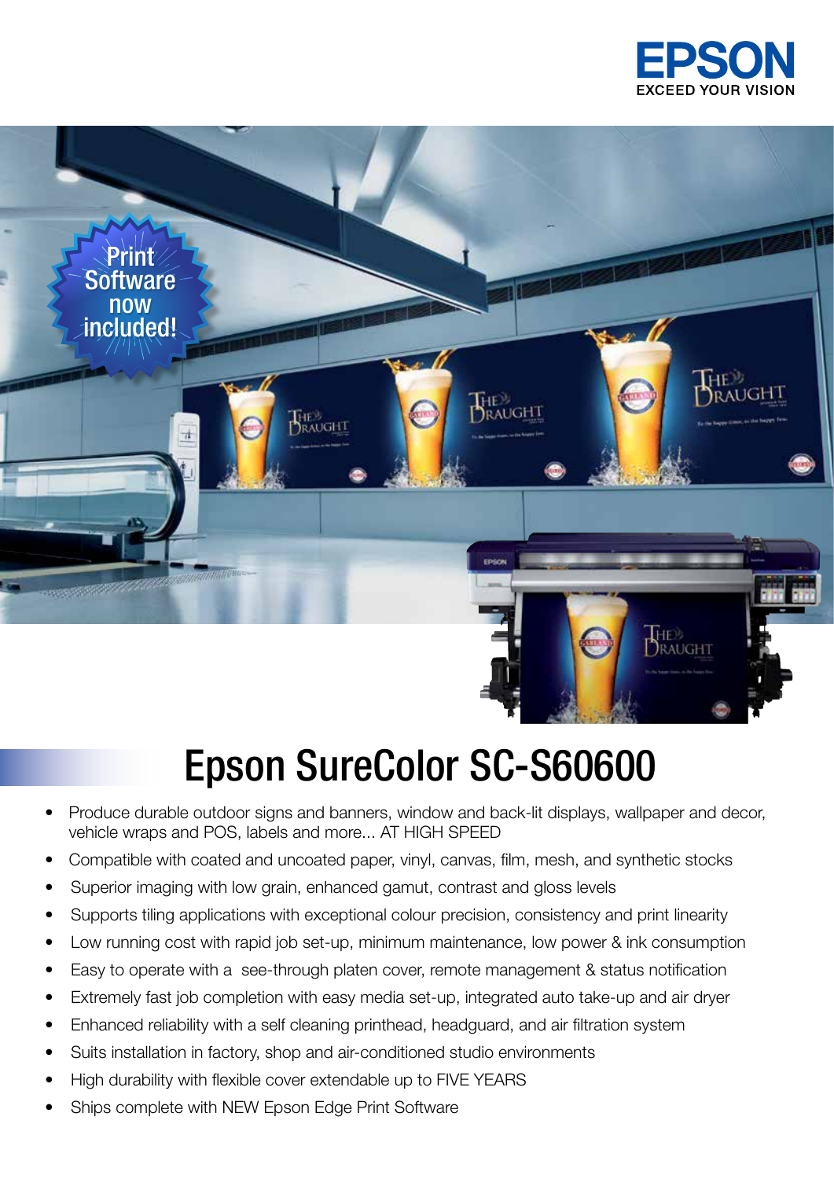EPSON

EXCEED YOUR VISION

Print Software now included!

# Epson SureColor SC-S60600

- Produce durable outdoor signs and banners, window and back-lit displays, wallpaper and decor, vehicle wraps and POS, labels and more... AT HIGH SPEED
- Compatible with coated and uncoated paper, vinyl, canvas, film, mesh, and synthetic stocks
- Superior imaging with low grain, enhanced gamut, contrast and gloss levels
- Supports tiling applications with exceptional colour precision, consistency and print linearity
- Low running cost with rapid job set-up, minimum maintenance, low power & ink consumption
- Easy to operate with a see-through platen cover, remote management & status notification
- Extremely fast job completion with easy media set-up, integrated auto take-up and air dryer
- Enhanced reliability with a self cleaning printhead, headguard, and air filtration system
- Suits installation in factory, shop and air-conditioned studio environments
- High durability with flexible cover extendable up to FIVE YEARS
- Ships complete with NEW Epson Edge Print Software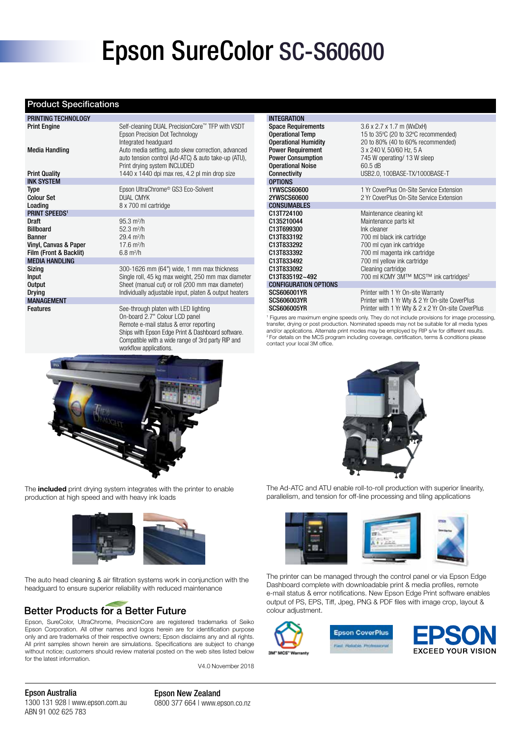# Epson SureColor SC-S60600

## Product Specifications

| | |
|---|---|
| **PRINTING TECHNOLOGY** | |
| Print Engine | Self-cleaning DUAL PrecisionCore™ TFP with VSDT<br>Epson Precision Dot Technology<br>Integrated headguard |
| Media Handling | Auto media setting, auto skew correction, advanced auto tension control (Ad-ATC) & auto take-up (ATU), Print drying system INCLUDED |
| Print Quality | 1440 x 1440 dpi max res, 4.2 pl min drop size |
| **INK SYSTEM** | |
| Type | Epson UltraChrome© GS3 Eco-Solvent |
| Colour Set | DUAL CMYK |
| Loading | 8 x 700 ml cartridge |
| **PRINT SPEEDS[1]** | |
| Draft | 95.3 $m^2$/h |
| Billboard | 52.3 $m^2$/h |
| Banner | 29.4 $m^2$/h |
| Vinyl, Canvas & Paper | 17.6 $m^2$/h |
| Film (Front & Backlit) | 6.8 $m^2$/h |
| **MEDIA HANDLING** | |
| Sizing | 300-1626 mm (64") wide, 1 mm max thickness |
| Input | Single roll, 45 kg max weight, 250 mm max diameter |
| Output | Sheet (manual cut) or roll (200 mm max diameter) |
| Drying | Individually adjustable input, platen & output heaters |
| **MANAGEMENT** | |
| Features | See-through platen with LED lighting<br>On-board 2.7" Colour LCD panel<br>Remote e-mail status & error reporting<br>Ships with Epson Edge Print & Dashboard software.<br>Compatible with a wide range of 3rd party RIP and workflow applications. |

| | |
|---|---|
| **INTEGRATION** | |
| Space Requirements | 3.6 x 2.7 x 1.7 m (WxDxH) |
| Operational Temp | 15 to 35ºC (20 to 32ºC recommended) |
| Operational Humidity | 20 to 80% (40 to 60% recommended) |
| Power Requirement | 3 x 240 V, 50/60 Hz, 5 A |
| Power Consumption | 745 W operating/ 13 W sleep |
| Operational Noise | 60.5 dB |
| Connectivity | USB2.0, 100BASE-TX/1000BASE-T |
| **OPTIONS** | |
| 1YWSCS60600 | 1 Yr CoverPlus On-Site Service Extension |
| 2YWSCS60600 | 2 Yr CoverPlus On-Site Service Extension |
| **CONSUMABLES** | |
| C13T724100 | Maintenance cleaning kit |
| C135210044 | Maintenance parts kit |
| C13T699300 | Ink cleaner |
| C13T833192 | 700 ml black ink cartridge |
| C13T833292 | 700 ml cyan ink cartridge |
| C13T833392 | 700 ml magenta ink cartridge |
| C13T833492 | 700 ml yellow ink cartridge |
| C13T833092 | Cleaning cartridge |
| C13T835192~492 | 700 ml KCMY 3M™ MCS™ ink cartridges[2] |
| **CONFIGURATION OPTIONS** | |
| SCS606001YR | Printer with 1 Yr On-site Warranty |
| SCS606003YR | Printer with 1 Yr Wty & 2 Yr On-site CoverPlus |
| SCS606005YR | Printer with 1 Yr Wty & 2 x 2 Yr On-site CoverPlus |

[1] Figures are maximum engine speeds only. They do not include provisions for image processing, transfer, drying or post production. Nominated speeds may not be suitable for all media types and/or applications. Alternate print modes may be employed by RIP s/w for different results.
[2] For details on the MCS program including coverage, certification, terms & conditions please contact your local 3M office.

The **included** print drying system integrates with the printer to enable production at high speed and with heavy ink loads

The auto head cleaning & air filtration systems work in conjunction with the headguard to ensure superior reliability with reduced maintenance

The Ad-ATC and ATU enable roll-to-roll production with superior linearity, parallelism, and tension for off-line processing and tiling applications

The printer can be managed through the control panel or via Epson Edge Dashboard complete with downloadable print & media profiles, remote e-mail status & error notifications. New Epson Edge Print software enables output of PS, EPS, Tiff, Jpeg, PNG & PDF files with image crop, layout & colour adjustment.

## Better Products for a Better Future

Epson, SureColor, UltraChrome, PrecisionCore are registered trademarks of Seiko Epson Corporation. All other names and logos herein are for identification purpose only and are trademarks of their respective owners; Epson disclaims any and all rights. All print samples shown herein are simulations. Specifications are subject to change without notice; customers should review material posted on the web sites listed below for the latest information.

V4.0 November 2018

3M™ MCS™ Warranty

Epson CoverPlus — Fast. Reliable. Professional.

EPSON — EXCEED YOUR VISION

**Epson Australia**
1300 131 928 | www.epson.com.au
ABN 91 002 625 783

**Epson New Zealand**
0800 377 664 | www.epson.co.nz